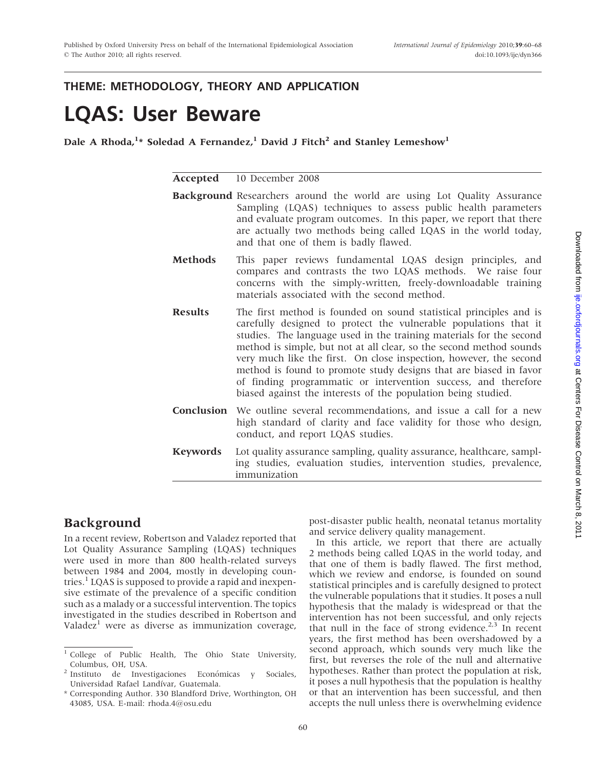THEME: METHODOLOGY, THEORY AND APPLICATION

# LQAS: User Beware

**Dale A Rhoda,[1]* Soledad A Fernandez,[1] David J Fitch[2] and Stanley Lemeshow[1]**

**Accepted** 10 December 2008

**Background** Researchers around the world are using Lot Quality Assurance Sampling (LQAS) techniques to assess public health parameters and evaluate program outcomes. In this paper, we report that there are actually two methods being called LQAS in the world today, and that one of them is badly flawed.

**Methods** This paper reviews fundamental LQAS design principles, and compares and contrasts the two LQAS methods. We raise four concerns with the simply-written, freely-downloadable training materials associated with the second method.

**Results** The first method is founded on sound statistical principles and is carefully designed to protect the vulnerable populations that it studies. The language used in the training materials for the second method is simple, but not at all clear, so the second method sounds very much like the first. On close inspection, however, the second method is found to promote study designs that are biased in favor of finding programmatic or intervention success, and therefore biased against the interests of the population being studied.

**Conclusion** We outline several recommendations, and issue a call for a new high standard of clarity and face validity for those who design, conduct, and report LQAS studies.

**Keywords** Lot quality assurance sampling, quality assurance, healthcare, sampling studies, evaluation studies, intervention studies, prevalence, immunization

## Background

In a recent review, Robertson and Valadez reported that Lot Quality Assurance Sampling (LQAS) techniques were used in more than 800 health-related surveys between 1984 and 2004, mostly in developing countries.[1] LQAS is supposed to provide a rapid and inexpensive estimate of the prevalence of a specific condition such as a malady or a successful intervention. The topics investigated in the studies described in Robertson and Valadez[1] were as diverse as immunization coverage, post-disaster public health, neonatal tetanus mortality and service delivery quality management.

In this article, we report that there are actually 2 methods being called LQAS in the world today, and that one of them is badly flawed. The first method, which we review and endorse, is founded on sound statistical principles and is carefully designed to protect the vulnerable populations that it studies. It poses a null hypothesis that the malady is widespread or that the intervention has not been successful, and only rejects that null in the face of strong evidence.[2,3] In recent years, the first method has been overshadowed by a second approach, which sounds very much like the first, but reverses the role of the null and alternative hypotheses. Rather than protect the population at risk, it poses a null hypothesis that the population is healthy or that an intervention has been successful, and then accepts the null unless there is overwhelming evidence

---

[1] College of Public Health, The Ohio State University, Columbus, OH, USA.

[2] Instituto de Investigaciones Económicas y Sociales, Universidad Rafael Landívar, Guatemala.

* Corresponding Author. 330 Blandford Drive, Worthington, OH 43085, USA. E-mail: rhoda.4@osu.edu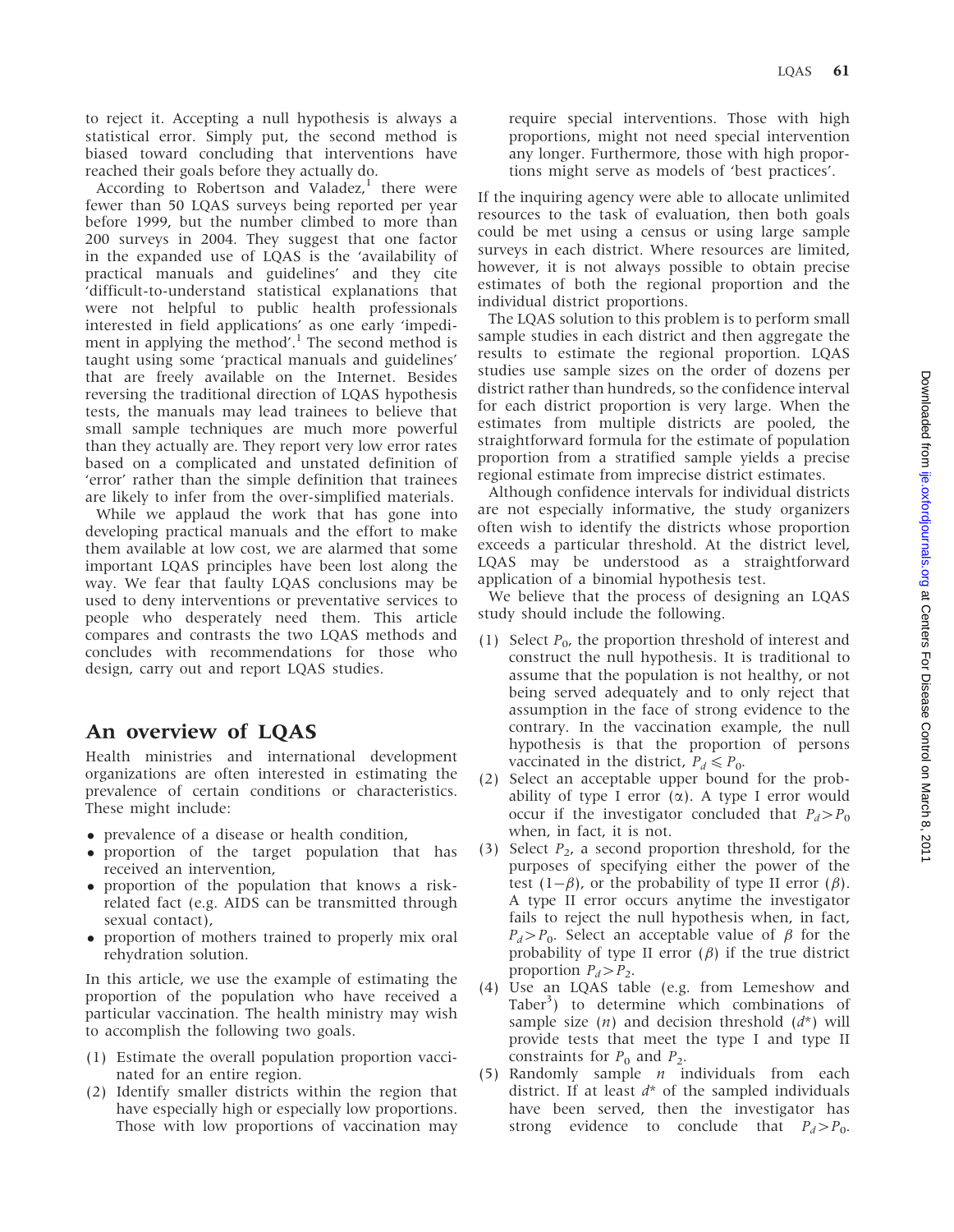to reject it. Accepting a null hypothesis is always a statistical error. Simply put, the second method is biased toward concluding that interventions have reached their goals before they actually do.

According to Robertson and Valadez,[1] there were fewer than 50 LQAS surveys being reported per year before 1999, but the number climbed to more than 200 surveys in 2004. They suggest that one factor in the expanded use of LQAS is the 'availability of practical manuals and guidelines' and they cite 'difficult-to-understand statistical explanations that were not helpful to public health professionals interested in field applications' as one early 'impediment in applying the method'.[1] The second method is taught using some 'practical manuals and guidelines' that are freely available on the Internet. Besides reversing the traditional direction of LQAS hypothesis tests, the manuals may lead trainees to believe that small sample techniques are much more powerful than they actually are. They report very low error rates based on a complicated and unstated definition of 'error' rather than the simple definition that trainees are likely to infer from the over-simplified materials.

While we applaud the work that has gone into developing practical manuals and the effort to make them available at low cost, we are alarmed that some important LQAS principles have been lost along the way. We fear that faulty LQAS conclusions may be used to deny interventions or preventative services to people who desperately need them. This article compares and contrasts the two LQAS methods and concludes with recommendations for those who design, carry out and report LQAS studies.

## An overview of LQAS

Health ministries and international development organizations are often interested in estimating the prevalence of certain conditions or characteristics. These might include:

- prevalence of a disease or health condition,
- proportion of the target population that has received an intervention,
- proportion of the population that knows a risk-related fact (e.g. AIDS can be transmitted through sexual contact),
- proportion of mothers trained to properly mix oral rehydration solution.

In this article, we use the example of estimating the proportion of the population who have received a particular vaccination. The health ministry may wish to accomplish the following two goals.

(1) Estimate the overall population proportion vaccinated for an entire region.
(2) Identify smaller districts within the region that have especially high or especially low proportions. Those with low proportions of vaccination may require special interventions. Those with high proportions, might not need special intervention any longer. Furthermore, those with high proportions might serve as models of 'best practices'.

If the inquiring agency were able to allocate unlimited resources to the task of evaluation, then both goals could be met using a census or using large sample surveys in each district. Where resources are limited, however, it is not always possible to obtain precise estimates of both the regional proportion and the individual district proportions.

The LQAS solution to this problem is to perform small sample studies in each district and then aggregate the results to estimate the regional proportion. LQAS studies use sample sizes on the order of dozens per district rather than hundreds, so the confidence interval for each district proportion is very large. When the estimates from multiple districts are pooled, the straightforward formula for the estimate of population proportion from a stratified sample yields a precise regional estimate from imprecise district estimates.

Although confidence intervals for individual districts are not especially informative, the study organizers often wish to identify the districts whose proportion exceeds a particular threshold. At the district level, LQAS may be understood as a straightforward application of a binomial hypothesis test.

We believe that the process of designing an LQAS study should include the following.

(1) Select $P_0$, the proportion threshold of interest and construct the null hypothesis. It is traditional to assume that the population is not healthy, or not being served adequately and to only reject that assumption in the face of strong evidence to the contrary. In the vaccination example, the null hypothesis is that the proportion of persons vaccinated in the district, $P_d \leqslant P_0$.
(2) Select an acceptable upper bound for the probability of type I error ($\alpha$). A type I error would occur if the investigator concluded that $P_d > P_0$ when, in fact, it is not.
(3) Select $P_2$, a second proportion threshold, for the purposes of specifying either the power of the test ($1-\beta$), or the probability of type II error ($\beta$). A type II error occurs anytime the investigator fails to reject the null hypothesis when, in fact, $P_d > P_0$. Select an acceptable value of $\beta$ for the probability of type II error ($\beta$) if the true district proportion $P_d > P_2$.
(4) Use an LQAS table (e.g. from Lemeshow and Taber[3]) to determine which combinations of sample size ($n$) and decision threshold ($d^*$) will provide tests that meet the type I and type II constraints for $P_0$ and $P_2$.
(5) Randomly sample $n$ individuals from each district. If at least $d^*$ of the sampled individuals have been served, then the investigator has strong evidence to conclude that $P_d > P_0$.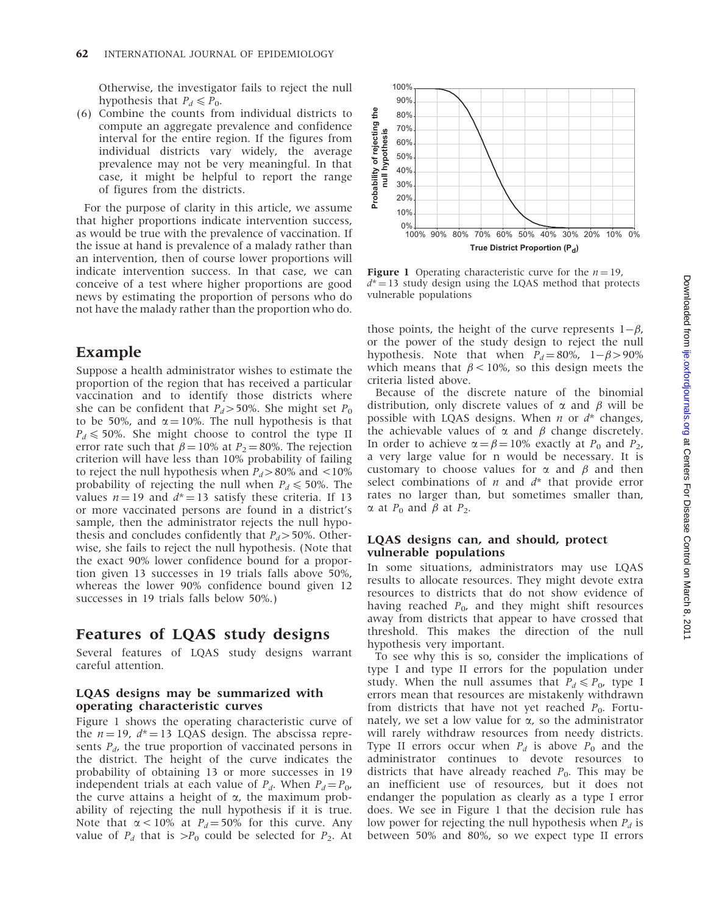Otherwise, the investigator fails to reject the null hypothesis that $P_d \leqslant P_0$.

(6) Combine the counts from individual districts to compute an aggregate prevalence and confidence interval for the entire region. If the figures from individual districts vary widely, the average prevalence may not be very meaningful. In that case, it might be helpful to report the range of figures from the districts.

For the purpose of clarity in this article, we assume that higher proportions indicate intervention success, as would be true with the prevalence of vaccination. If the issue at hand is prevalence of a malady rather than an intervention, then of course lower proportions will indicate intervention success. In that case, we can conceive of a test where higher proportions are good news by estimating the proportion of persons who do not have the malady rather than the proportion who do.

## Example

Suppose a health administrator wishes to estimate the proportion of the region that has received a particular vaccination and to identify those districts where she can be confident that $P_d > 50\%$. She might set $P_0$ to be 50%, and $\alpha = 10\%$. The null hypothesis is that $P_d \leqslant 50\%$. She might choose to control the type II error rate such that $\beta = 10\%$ at $P_2 = 80\%$. The rejection criterion will have less than 10% probability of failing to reject the null hypothesis when $P_d > 80\%$ and $<10\%$ probability of rejecting the null when $P_d \leqslant 50\%$. The values $n = 19$ and $d^* = 13$ satisfy these criteria. If 13 or more vaccinated persons are found in a district's sample, then the administrator rejects the null hypothesis and concludes confidently that $P_d > 50\%$. Otherwise, she fails to reject the null hypothesis. (Note that the exact 90% lower confidence bound for a proportion given 13 successes in 19 trials falls above 50%, whereas the lower 90% confidence bound given 12 successes in 19 trials falls below 50%.)

## Features of LQAS study designs

Several features of LQAS study designs warrant careful attention.

### LQAS designs may be summarized with operating characteristic curves

Figure 1 shows the operating characteristic curve of the $n = 19$, $d^* = 13$ LQAS design. The abscissa represents $P_d$, the true proportion of vaccinated persons in the district. The height of the curve indicates the probability of obtaining 13 or more successes in 19 independent trials at each value of $P_d$. When $P_d = P_0$, the curve attains a height of $\alpha$, the maximum probability of rejecting the null hypothesis if it is true. Note that $\alpha < 10\%$ at $P_d = 50\%$ for this curve. Any value of $P_d$ that is $> P_0$ could be selected for $P_2$. At those points, the height of the curve represents $1 - \beta$, or the power of the study design to reject the null hypothesis. Note that when $P_d = 80\%$, $1 - \beta > 90\%$ which means that $\beta < 10\%$, so this design meets the criteria listed above.

**Figure 1** Operating characteristic curve for the $n = 19$, $d^* = 13$ study design using the LQAS method that protects vulnerable populations

Because of the discrete nature of the binomial distribution, only discrete values of $\alpha$ and $\beta$ will be possible with LQAS designs. When $n$ or $d^*$ changes, the achievable values of $\alpha$ and $\beta$ change discretely. In order to achieve $\alpha = \beta = 10\%$ exactly at $P_0$ and $P_2$, a very large value for n would be necessary. It is customary to choose values for $\alpha$ and $\beta$ and then select combinations of $n$ and $d^*$ that provide error rates no larger than, but sometimes smaller than, $\alpha$ at $P_0$ and $\beta$ at $P_2$.

### LQAS designs can, and should, protect vulnerable populations

In some situations, administrators may use LQAS results to allocate resources. They might devote extra resources to districts that do not show evidence of having reached $P_0$, and they might shift resources away from districts that appear to have crossed that threshold. This makes the direction of the null hypothesis very important.

To see why this is so, consider the implications of type I and type II errors for the population under study. When the null assumes that $P_d \leqslant P_0$, type I errors mean that resources are mistakenly withdrawn from districts that have not yet reached $P_0$. Fortunately, we set a low value for $\alpha$, so the administrator will rarely withdraw resources from needy districts. Type II errors occur when $P_d$ is above $P_0$ and the administrator continues to devote resources to districts that have already reached $P_0$. This may be an inefficient use of resources, but it does not endanger the population as clearly as a type I error does. We see in Figure 1 that the decision rule has low power for rejecting the null hypothesis when $P_d$ is between 50% and 80%, so we expect type II errors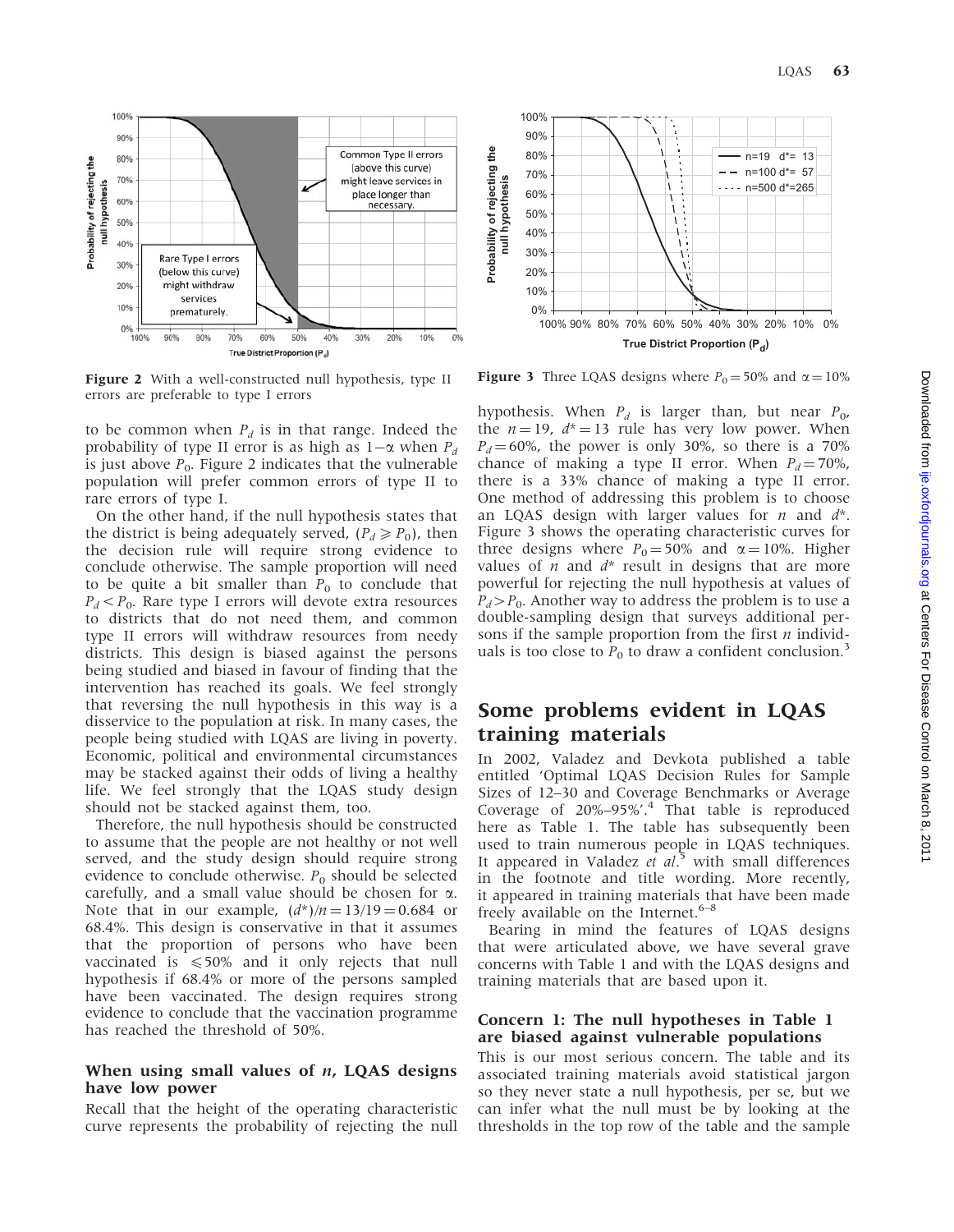Figure 2 With a well-constructed null hypothesis, type II errors are preferable to type I errors

Figure 3 Three LQAS designs where $P_0 = 50\%$ and $\alpha = 10\%$

to be common when $P_d$ is in that range. Indeed the probability of type II error is as high as $1-\alpha$ when $P_d$ is just above $P_0$. Figure 2 indicates that the vulnerable population will prefer common errors of type II to rare errors of type I.

On the other hand, if the null hypothesis states that the district is being adequately served, ($P_d \geqslant P_0$), then the decision rule will require strong evidence to conclude otherwise. The sample proportion will need to be quite a bit smaller than $P_0$ to conclude that $P_d < P_0$. Rare type I errors will devote extra resources to districts that do not need them, and common type II errors will withdraw resources from needy districts. This design is biased against the persons being studied and biased in favour of finding that the intervention has reached its goals. We feel strongly that reversing the null hypothesis in this way is a disservice to the population at risk. In many cases, the people being studied with LQAS are living in poverty. Economic, political and environmental circumstances may be stacked against their odds of living a healthy life. We feel strongly that the LQAS study design should not be stacked against them, too.

Therefore, the null hypothesis should be constructed to assume that the people are not healthy or not well served, and the study design should require strong evidence to conclude otherwise. $P_0$ should be selected carefully, and a small value should be chosen for $\alpha$. Note that in our example, $(d^*)/n = 13/19 = 0.684$ or 68.4%. This design is conservative in that it assumes that the proportion of persons who have been vaccinated is $\leqslant 50\%$ and it only rejects that null hypothesis if 68.4% or more of the persons sampled have been vaccinated. The design requires strong evidence to conclude that the vaccination programme has reached the threshold of 50%.

### When using small values of $n$, LQAS designs have low power

Recall that the height of the operating characteristic curve represents the probability of rejecting the null hypothesis. When $P_d$ is larger than, but near $P_0$, the $n = 19$, $d^* = 13$ rule has very low power. When $P_d = 60\%$, the power is only 30%, so there is a 70% chance of making a type II error. When $P_d = 70\%$, there is a 33% chance of making a type II error. One method of addressing this problem is to choose an LQAS design with larger values for $n$ and $d^*$. Figure 3 shows the operating characteristic curves for three designs where $P_0 = 50\%$ and $\alpha = 10\%$. Higher values of $n$ and $d^*$ result in designs that are more powerful for rejecting the null hypothesis at values of $P_d > P_0$. Another way to address the problem is to use a double-sampling design that surveys additional persons if the sample proportion from the first $n$ individuals is too close to $P_0$ to draw a confident conclusion.[3]

## Some problems evident in LQAS training materials

In 2002, Valadez and Devkota published a table entitled 'Optimal LQAS Decision Rules for Sample Sizes of 12–30 and Coverage Benchmarks or Average Coverage of 20%–95%'.[4] That table is reproduced here as Table 1. The table has subsequently been used to train numerous people in LQAS techniques. It appeared in Valadez *et al.*[5] with small differences in the footnote and title wording. More recently, it appeared in training materials that have been made freely available on the Internet.[6–8]

Bearing in mind the features of LQAS designs that were articulated above, we have several grave concerns with Table 1 and with the LQAS designs and training materials that are based upon it.

### Concern 1: The null hypotheses in Table 1 are biased against vulnerable populations

This is our most serious concern. The table and its associated training materials avoid statistical jargon so they never state a null hypothesis, per se, but we can infer what the null must be by looking at the thresholds in the top row of the table and the sample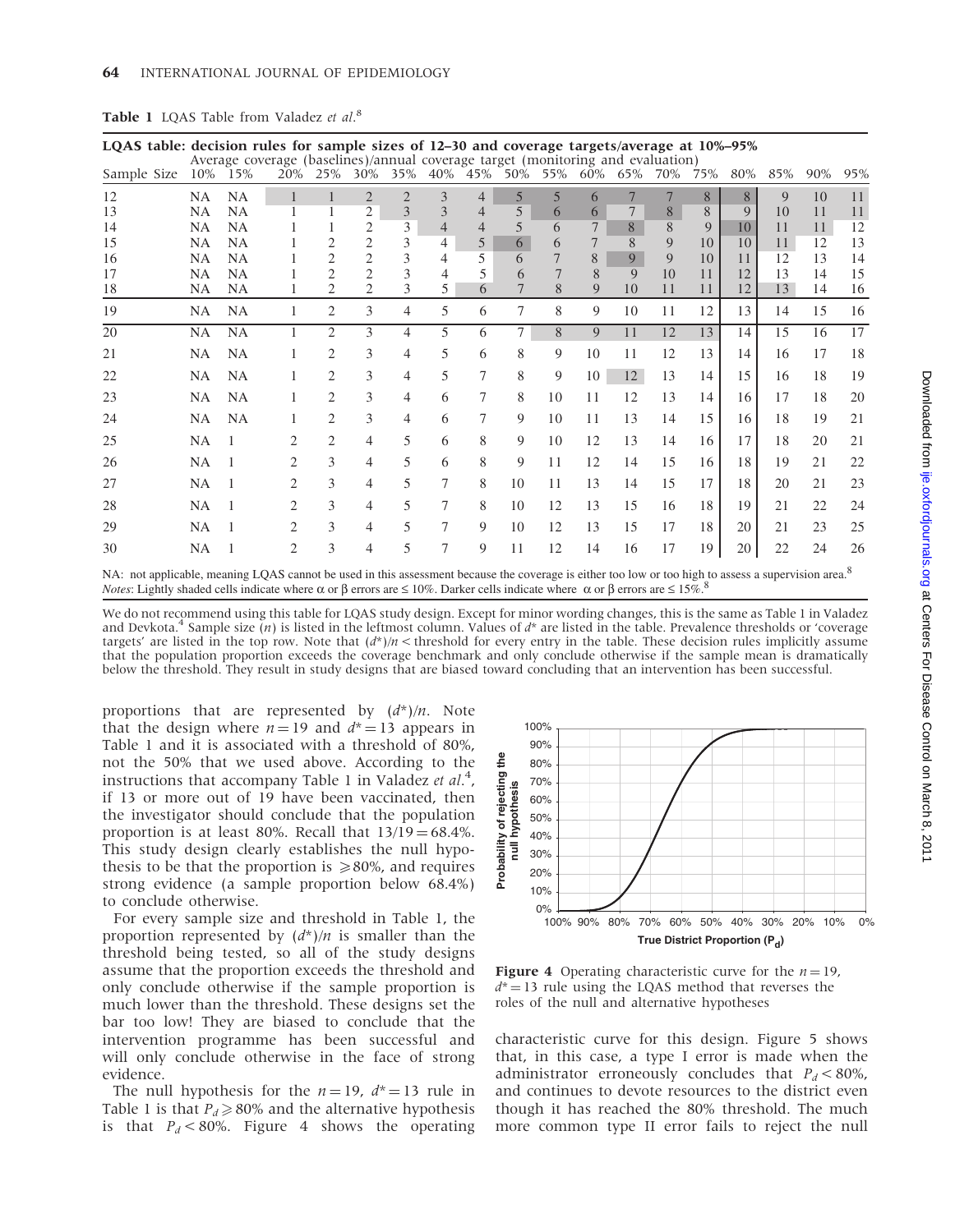**Table 1** LQAS Table from Valadez *et al*.[8]

| LQAS table: decision rules for sample sizes of 12–30 and coverage targets/average at 10%–95% | | | | | | | | | | | | | | | | | | |
|---|---|---|---|---|---|---|---|---|---|---|---|---|---|---|---|---|---|---|
| | Average coverage (baselines)/annual coverage target (monitoring and evaluation) | | | | | | | | | | | | | | | | | |
| Sample Size | 10% | 15% | 20% | 25% | 30% | 35% | 40% | 45% | 50% | 55% | 60% | 65% | 70% | 75% | 80% | 85% | 90% | 95% |
| 12 | NA | NA | 1 | 1 | 2 | 2 | 3 | 4 | 5 | 5 | 6 | 7 | 7 | 8 | 8 | 9 | 10 | 11 |
| 13 | NA | NA | 1 | 1 | 2 | 3 | 3 | 4 | 5 | 6 | 6 | 7 | 8 | 8 | 9 | 10 | 11 | 11 |
| 14 | NA | NA | 1 | 1 | 2 | 3 | 4 | 4 | 5 | 6 | 7 | 8 | 8 | 9 | 10 | 11 | 11 | 12 |
| 15 | NA | NA | 1 | 2 | 2 | 3 | 4 | 5 | 6 | 6 | 7 | 8 | 9 | 10 | 10 | 11 | 12 | 13 |
| 16 | NA | NA | 1 | 2 | 2 | 3 | 4 | 5 | 6 | 7 | 8 | 9 | 9 | 10 | 11 | 12 | 13 | 14 |
| 17 | NA | NA | 1 | 2 | 2 | 3 | 4 | 5 | 6 | 7 | 8 | 9 | 10 | 11 | 12 | 13 | 14 | 15 |
| 18 | NA | NA | 1 | 2 | 2 | 3 | 5 | 6 | 7 | 8 | 9 | 10 | 11 | 11 | 12 | 13 | 14 | 16 |
| 19 | NA | NA | 1 | 2 | 3 | 4 | 5 | 6 | 7 | 8 | 9 | 10 | 11 | 12 | 13 | 14 | 15 | 16 |
| 20 | NA | NA | 1 | 2 | 3 | 4 | 5 | 6 | 7 | 8 | 9 | 11 | 12 | 13 | 14 | 15 | 16 | 17 |
| 21 | NA | NA | 1 | 2 | 3 | 4 | 5 | 6 | 8 | 9 | 10 | 11 | 12 | 13 | 14 | 16 | 17 | 18 |
| 22 | NA | NA | 1 | 2 | 3 | 4 | 5 | 7 | 8 | 9 | 10 | 12 | 13 | 14 | 15 | 16 | 18 | 19 |
| 23 | NA | NA | 1 | 2 | 3 | 4 | 6 | 7 | 8 | 10 | 11 | 12 | 13 | 14 | 16 | 17 | 18 | 20 |
| 24 | NA | NA | 1 | 2 | 3 | 4 | 6 | 7 | 9 | 10 | 11 | 13 | 14 | 15 | 16 | 18 | 19 | 21 |
| 25 | NA | 1 | 2 | 2 | 4 | 5 | 6 | 8 | 9 | 10 | 12 | 13 | 14 | 16 | 17 | 18 | 20 | 21 |
| 26 | NA | 1 | 2 | 3 | 4 | 5 | 6 | 8 | 9 | 11 | 12 | 14 | 15 | 16 | 18 | 19 | 21 | 22 |
| 27 | NA | 1 | 2 | 3 | 4 | 5 | 7 | 8 | 10 | 11 | 13 | 14 | 15 | 17 | 18 | 20 | 21 | 23 |
| 28 | NA | 1 | 2 | 3 | 4 | 5 | 7 | 8 | 10 | 12 | 13 | 15 | 16 | 18 | 19 | 21 | 22 | 24 |
| 29 | NA | 1 | 2 | 3 | 4 | 5 | 7 | 9 | 10 | 12 | 13 | 15 | 17 | 18 | 20 | 21 | 23 | 25 |
| 30 | NA | 1 | 2 | 3 | 4 | 5 | 7 | 9 | 11 | 12 | 14 | 16 | 17 | 19 | 20 | 22 | 24 | 26 |

NA: not applicable, meaning LQAS cannot be used in this assessment because the coverage is either too low or too high to assess a supervision area.[8]
*Notes*: Lightly shaded cells indicate where α or β errors are ≤ 10%. Darker cells indicate where α or β errors are ≤ 15%.[8]

We do not recommend using this table for LQAS study design. Except for minor wording changes, this is the same as Table 1 in Valadez and Devkota.[4] Sample size ($n$) is listed in the leftmost column. Values of $d^*$ are listed in the table. Prevalence thresholds or 'coverage targets' are listed in the top row. Note that $(d^*)/n <$ threshold for every entry in the table. These decision rules implicitly assume that the population proportion exceeds the coverage benchmark and only conclude otherwise if the sample mean is dramatically below the threshold. They result in study designs that are biased toward concluding that an intervention has been successful.

proportions that are represented by $(d^*)/n$. Note that the design where $n = 19$ and $d^* = 13$ appears in Table 1 and it is associated with a threshold of 80%, not the 50% that we used above. According to the instructions that accompany Table 1 in Valadez *et al.*[4], if 13 or more out of 19 have been vaccinated, then the investigator should conclude that the population proportion is at least 80%. Recall that $13/19 = 68.4\%$. This study design clearly establishes the null hypothesis to be that the proportion is $\geqslant 80\%$, and requires strong evidence (a sample proportion below 68.4%) to conclude otherwise.

For every sample size and threshold in Table 1, the proportion represented by $(d^*)/n$ is smaller than the threshold being tested, so all of the study designs assume that the proportion exceeds the threshold and only conclude otherwise if the sample proportion is much lower than the threshold. These designs set the bar too low! They are biased to conclude that the intervention programme has been successful and will only conclude otherwise in the face of strong evidence.

The null hypothesis for the $n = 19$, $d^* = 13$ rule in Table 1 is that $P_d \geqslant 80\%$ and the alternative hypothesis is that $P_d < 80\%$. Figure 4 shows the operating characteristic curve for this design. Figure 5 shows that, in this case, a type I error is made when the administrator erroneously concludes that $P_d < 80\%$, and continues to devote resources to the district even though it has reached the 80% threshold. The much more common type II error fails to reject the null

**Figure 4** Operating characteristic curve for the $n = 19$, $d^* = 13$ rule using the LQAS method that reverses the roles of the null and alternative hypotheses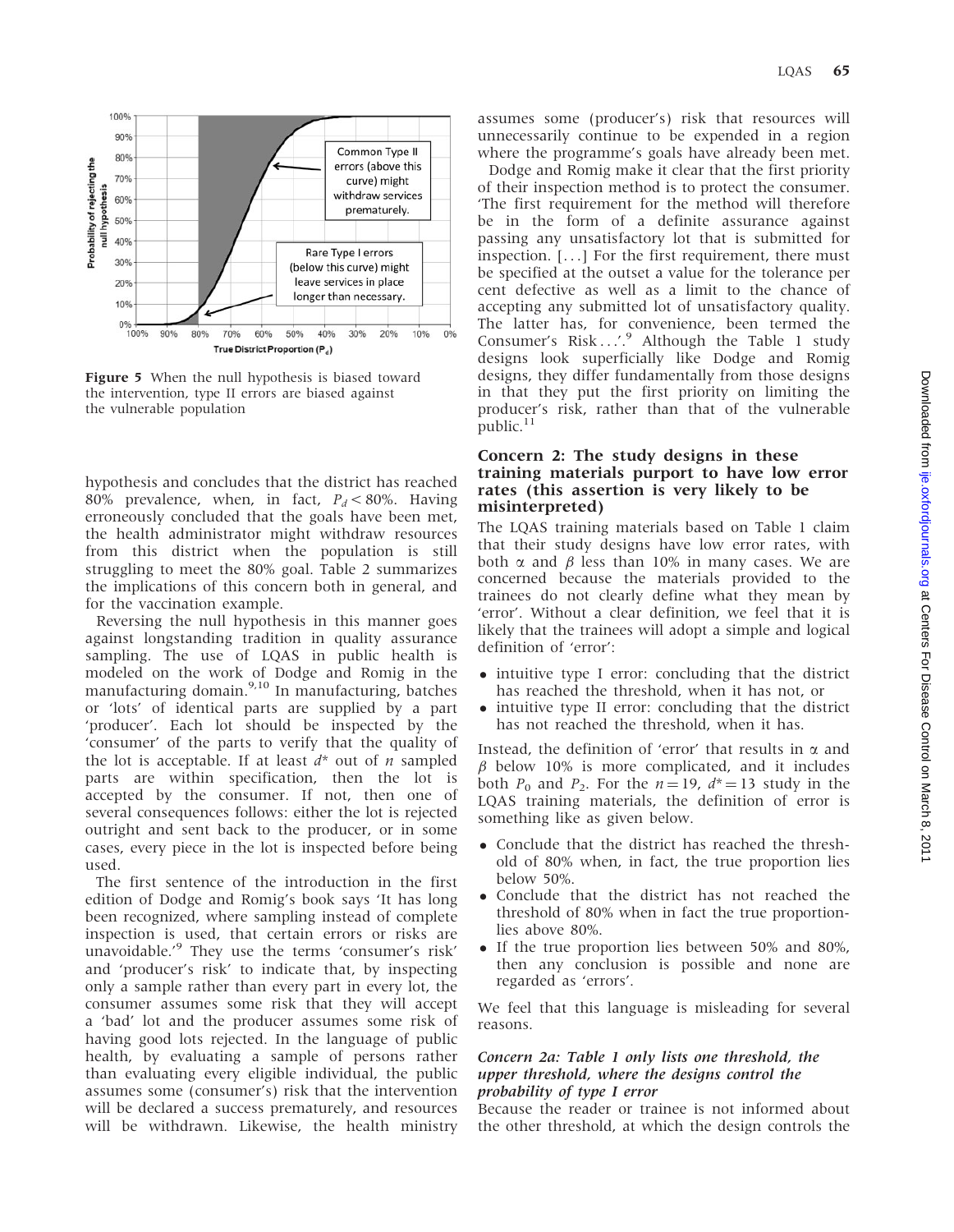Probability of rejecting the null hypothesis

100%
90%
80%
70%
60%
50%
40%
30%
20%
10%
0%

100% 90% 80% 70% 60% 50% 40% 30% 20% 10% 0%

True District Proportion ($P_d$)

Common Type II errors (above this curve) might withdraw services prematurely.

Rare Type I errors (below this curve) might leave services in place longer than necessary.

**Figure 5** When the null hypothesis is biased toward the intervention, type II errors are biased against the vulnerable population

hypothesis and concludes that the district has reached 80% prevalence, when, in fact, $P_d < 80\%$. Having erroneously concluded that the goals have been met, the health administrator might withdraw resources from this district when the population is still struggling to meet the 80% goal. Table 2 summarizes the implications of this concern both in general, and for the vaccination example.

Reversing the null hypothesis in this manner goes against longstanding tradition in quality assurance sampling. The use of LQAS in public health is modeled on the work of Dodge and Romig in the manufacturing domain.[9,10] In manufacturing, batches or 'lots' of identical parts are supplied by a part 'producer'. Each lot should be inspected by the 'consumer' of the parts to verify that the quality of the lot is acceptable. If at least $d^*$ out of $n$ sampled parts are within specification, then the lot is accepted by the consumer. If not, then one of several consequences follows: either the lot is rejected outright and sent back to the producer, or in some cases, every piece in the lot is inspected before being used.

The first sentence of the introduction in the first edition of Dodge and Romig's book says 'It has long been recognized, where sampling instead of complete inspection is used, that certain errors or risks are unavoidable.'[9] They use the terms 'consumer's risk' and 'producer's risk' to indicate that, by inspecting only a sample rather than every part in every lot, the consumer assumes some risk that they will accept a 'bad' lot and the producer assumes some risk of having good lots rejected. In the language of public health, by evaluating a sample of persons rather than evaluating every eligible individual, the public assumes some (consumer's) risk that the intervention will be declared a success prematurely, and resources will be withdrawn. Likewise, the health ministry assumes some (producer's) risk that resources will unnecessarily continue to be expended in a region where the programme's goals have already been met.

Dodge and Romig make it clear that the first priority of their inspection method is to protect the consumer. 'The first requirement for the method will therefore be in the form of a definite assurance against passing any unsatisfactory lot that is submitted for inspection. [...] For the first requirement, there must be specified at the outset a value for the tolerance per cent defective as well as a limit to the chance of accepting any submitted lot of unsatisfactory quality. The latter has, for convenience, been termed the Consumer's Risk...'.[9] Although the Table 1 study designs look superficially like Dodge and Romig designs, they differ fundamentally from those designs in that they put the first priority on limiting the producer's risk, rather than that of the vulnerable public.[11]

### Concern 2: The study designs in these training materials purport to have low error rates (this assertion is very likely to be misinterpreted)

The LQAS training materials based on Table 1 claim that their study designs have low error rates, with both $\alpha$ and $\beta$ less than 10% in many cases. We are concerned because the materials provided to the trainees do not clearly define what they mean by 'error'. Without a clear definition, we feel that it is likely that the trainees will adopt a simple and logical definition of 'error':

- intuitive type I error: concluding that the district has reached the threshold, when it has not, or
- intuitive type II error: concluding that the district has not reached the threshold, when it has.

Instead, the definition of 'error' that results in $\alpha$ and $\beta$ below 10% is more complicated, and it includes both $P_0$ and $P_2$. For the $n = 19$, $d^* = 13$ study in the LQAS training materials, the definition of error is something like as given below.

- Conclude that the district has reached the threshold of 80% when, in fact, the true proportion lies below 50%.
- Conclude that the district has not reached the threshold of 80% when in fact the true proportion lies above 80%.
- If the true proportion lies between 50% and 80%, then any conclusion is possible and none are regarded as 'errors'.

We feel that this language is misleading for several reasons.

#### *Concern 2a: Table 1 only lists one threshold, the upper threshold, where the designs control the probability of type I error*

Because the reader or trainee is not informed about the other threshold, at which the design controls the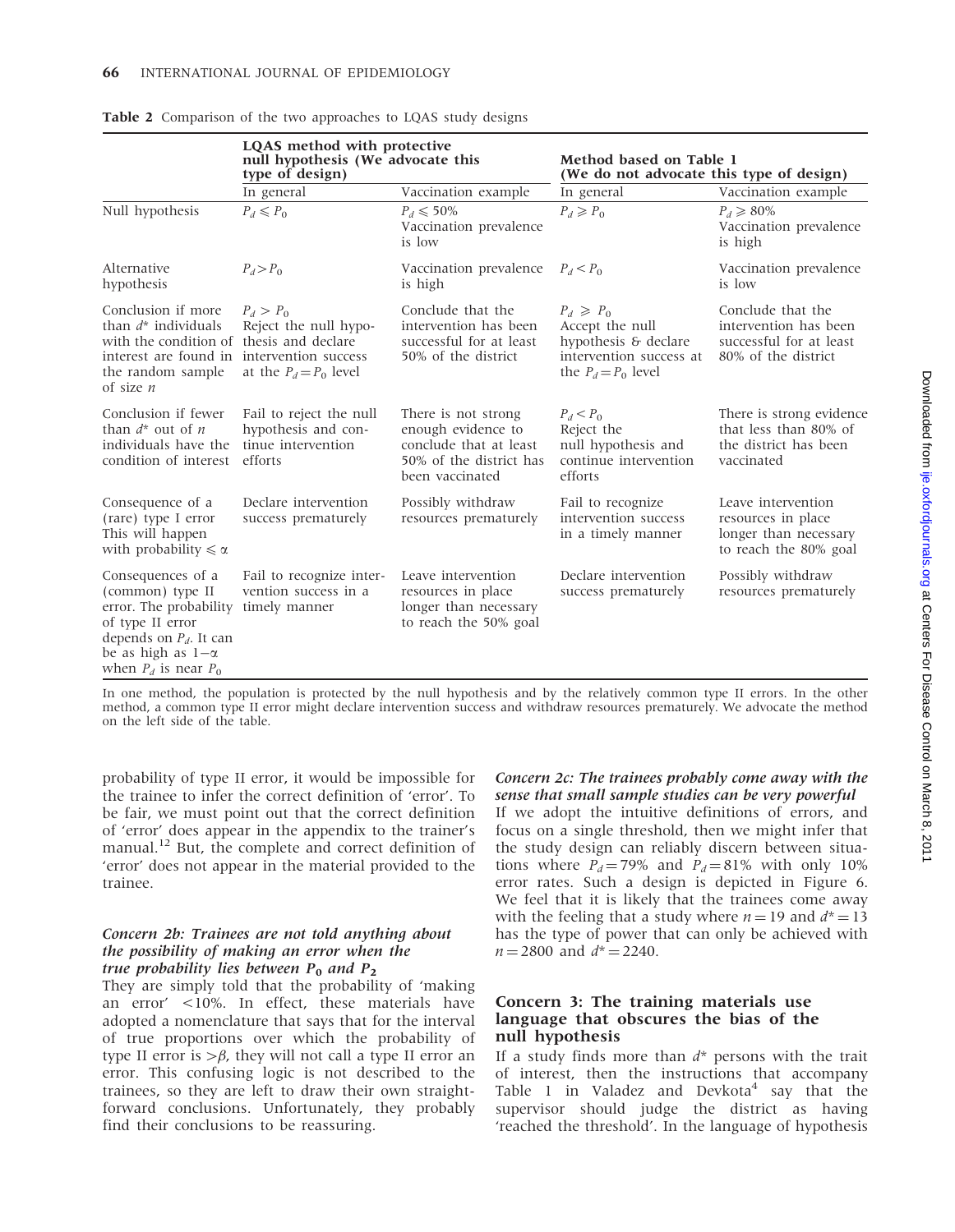**Table 2** Comparison of the two approaches to LQAS study designs

| | LQAS method with protective null hypothesis (We advocate this type of design) | | Method based on Table 1 (We do not advocate this type of design) | |
|---|---|---|---|---|
| | In general | Vaccination example | In general | Vaccination example |
| Null hypothesis | $P_d \leqslant P_0$ | $P_d \leqslant 50\%$ Vaccination prevalence is low | $P_d \geqslant P_0$ | $P_d \geqslant 80\%$ Vaccination prevalence is high |
| Alternative hypothesis | $P_d > P_0$ | Vaccination prevalence is high | $P_d < P_0$ | Vaccination prevalence is low |
| Conclusion if more than $d^*$ individuals with the condition of interest are found in the random sample of size $n$ | $P_d > P_0$ Reject the null hypothesis and declare intervention success at the $P_d = P_0$ level | Conclude that the intervention has been successful for at least 50% of the district | $P_d \geqslant P_0$ Accept the null hypothesis & declare intervention success at the $P_d = P_0$ level | Conclude that the intervention has been successful for at least 80% of the district |
| Conclusion if fewer than $d^*$ out of $n$ individuals have the condition of interest | Fail to reject the null hypothesis and continue intervention efforts | There is not strong enough evidence to conclude that at least 50% of the district has been vaccinated | $P_d < P_0$ Reject the null hypothesis and continue intervention efforts | There is strong evidence that less than 80% of the district has been vaccinated |
| Consequence of a (rare) type I error This will happen with probability $\leqslant \alpha$ | Declare intervention success prematurely | Possibly withdraw resources prematurely | Fail to recognize intervention success in a timely manner | Leave intervention resources in place longer than necessary to reach the 80% goal |
| Consequences of a (common) type II error. The probability of type II error depends on $P_d$. It can be as high as $1-\alpha$ when $P_d$ is near $P_0$ | Fail to recognize intervention success in a timely manner | Leave intervention resources in place longer than necessary to reach the 50% goal | Declare intervention success prematurely | Possibly withdraw resources prematurely |

In one method, the population is protected by the null hypothesis and by the relatively common type II errors. In the other method, a common type II error might declare intervention success and withdraw resources prematurely. We advocate the method on the left side of the table.

probability of type II error, it would be impossible for the trainee to infer the correct definition of 'error'. To be fair, we must point out that the correct definition of 'error' does appear in the appendix to the trainer's manual.[12] But, the complete and correct definition of 'error' does not appear in the material provided to the trainee.

#### *Concern 2b: Trainees are not told anything about the possibility of making an error when the true probability lies between $P_0$ and $P_2$*

They are simply told that the probability of 'making an error' <10%. In effect, these materials have adopted a nomenclature that says that for the interval of true proportions over which the probability of type II error is $>\beta$, they will not call a type II error an error. This confusing logic is not described to the trainees, so they are left to draw their own straightforward conclusions. Unfortunately, they probably find their conclusions to be reassuring.

#### *Concern 2c: The trainees probably come away with the sense that small sample studies can be very powerful*

If we adopt the intuitive definitions of errors, and focus on a single threshold, then we might infer that the study design can reliably discern between situations where $P_d = 79\%$ and $P_d = 81\%$ with only 10% error rates. Such a design is depicted in Figure 6. We feel that it is likely that the trainees come away with the feeling that a study where $n = 19$ and $d^* = 13$ has the type of power that can only be achieved with $n = 2800$ and $d^* = 2240$.

### Concern 3: The training materials use language that obscures the bias of the null hypothesis

If a study finds more than $d^*$ persons with the trait of interest, then the instructions that accompany Table 1 in Valadez and Devkota[4] say that the supervisor should judge the district as having 'reached the threshold'. In the language of hypothesis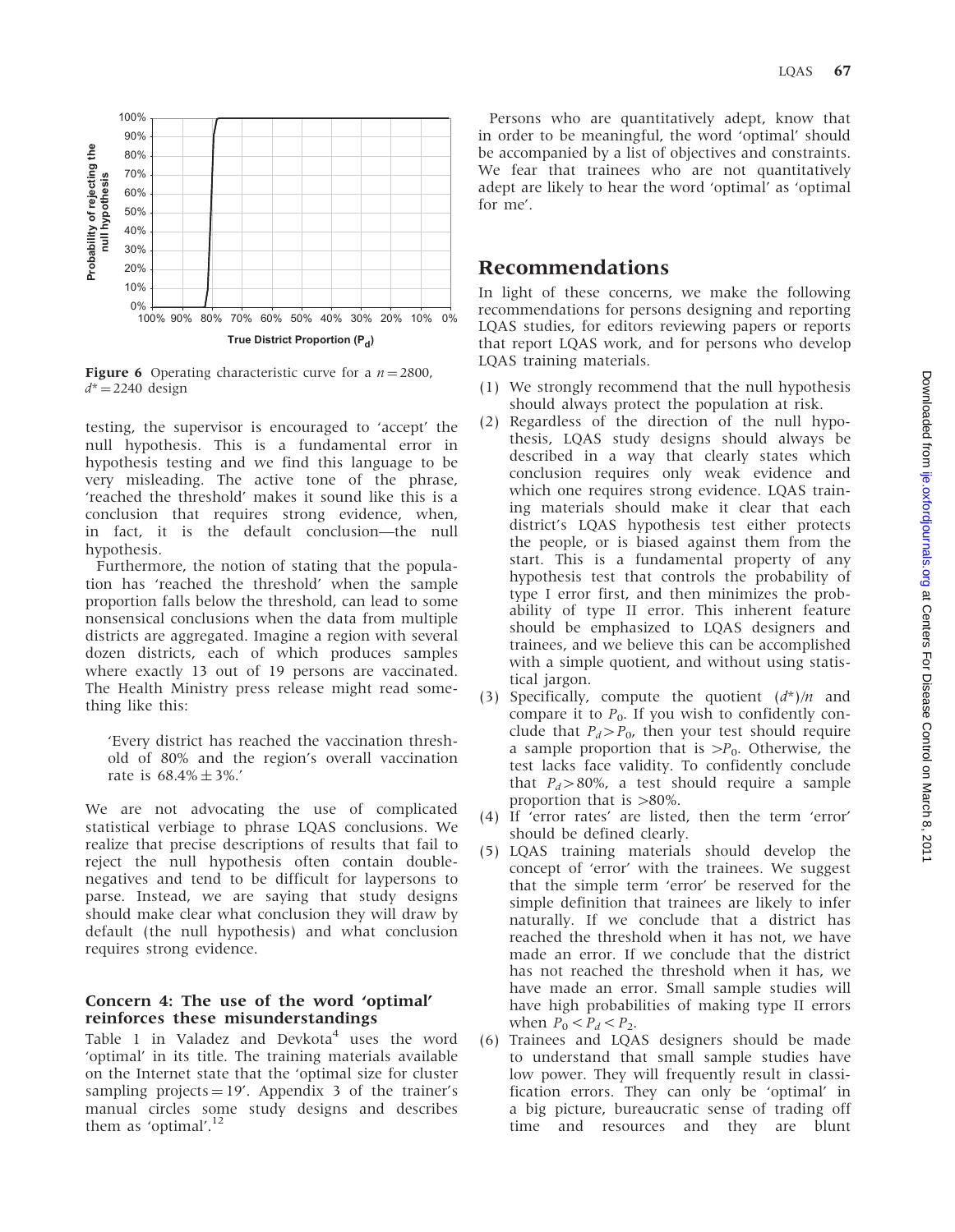Figure 6 Operating characteristic curve for a $n = 2800$, $d^* = 2240$ design

testing, the supervisor is encouraged to 'accept' the null hypothesis. This is a fundamental error in hypothesis testing and we find this language to be very misleading. The active tone of the phrase, 'reached the threshold' makes it sound like this is a conclusion that requires strong evidence, when, in fact, it is the default conclusion—the null hypothesis.

Furthermore, the notion of stating that the population has 'reached the threshold' when the sample proportion falls below the threshold, can lead to some nonsensical conclusions when the data from multiple districts are aggregated. Imagine a region with several dozen districts, each of which produces samples where exactly 13 out of 19 persons are vaccinated. The Health Ministry press release might read something like this:

> 'Every district has reached the vaccination threshold of 80% and the region's overall vaccination rate is 68.4% ± 3%.'

We are not advocating the use of complicated statistical verbiage to phrase LQAS conclusions. We realize that precise descriptions of results that fail to reject the null hypothesis often contain double-negatives and tend to be difficult for laypersons to parse. Instead, we are saying that study designs should make clear what conclusion they will draw by default (the null hypothesis) and what conclusion requires strong evidence.

### Concern 4: The use of the word 'optimal' reinforces these misunderstandings

Table 1 in Valadez and Devkota[4] uses the word 'optimal' in its title. The training materials available on the Internet state that the 'optimal size for cluster sampling projects = 19'. Appendix 3 of the trainer's manual circles some study designs and describes them as 'optimal'.[12]

Persons who are quantitatively adept, know that in order to be meaningful, the word 'optimal' should be accompanied by a list of objectives and constraints. We fear that trainees who are not quantitatively adept are likely to hear the word 'optimal' as 'optimal for me'.

## Recommendations

In light of these concerns, we make the following recommendations for persons designing and reporting LQAS studies, for editors reviewing papers or reports that report LQAS work, and for persons who develop LQAS training materials.

1. We strongly recommend that the null hypothesis should always protect the population at risk.
2. Regardless of the direction of the null hypothesis, LQAS study designs should always be described in a way that clearly states which conclusion requires only weak evidence and which one requires strong evidence. LQAS training materials should make it clear that each district's LQAS hypothesis test either protects the people, or is biased against them from the start. This is a fundamental property of any hypothesis test that controls the probability of type I error first, and then minimizes the probability of type II error. This inherent feature should be emphasized to LQAS designers and trainees, and we believe this can be accomplished with a simple quotient, and without using statistical jargon.
3. Specifically, compute the quotient $(d^*)/n$ and compare it to $P_0$. If you wish to confidently conclude that $P_d > P_0$, then your test should require a sample proportion that is $> P_0$. Otherwise, the test lacks face validity. To confidently conclude that $P_d > 80\%$, a test should require a sample proportion that is $> 80\%$.
4. If 'error rates' are listed, then the term 'error' should be defined clearly.
5. LQAS training materials should develop the concept of 'error' with the trainees. We suggest that the simple term 'error' be reserved for the simple definition that trainees are likely to infer naturally. If we conclude that a district has reached the threshold when it has not, we have made an error. If we conclude that the district has not reached the threshold when it has, we have made an error. Small sample studies will have high probabilities of making type II errors when $P_0 < P_d < P_2$.
6. Trainees and LQAS designers should be made to understand that small sample studies have low power. They will frequently result in classification errors. They can only be 'optimal' in a big picture, bureaucratic sense of trading off time and resources and they are blunt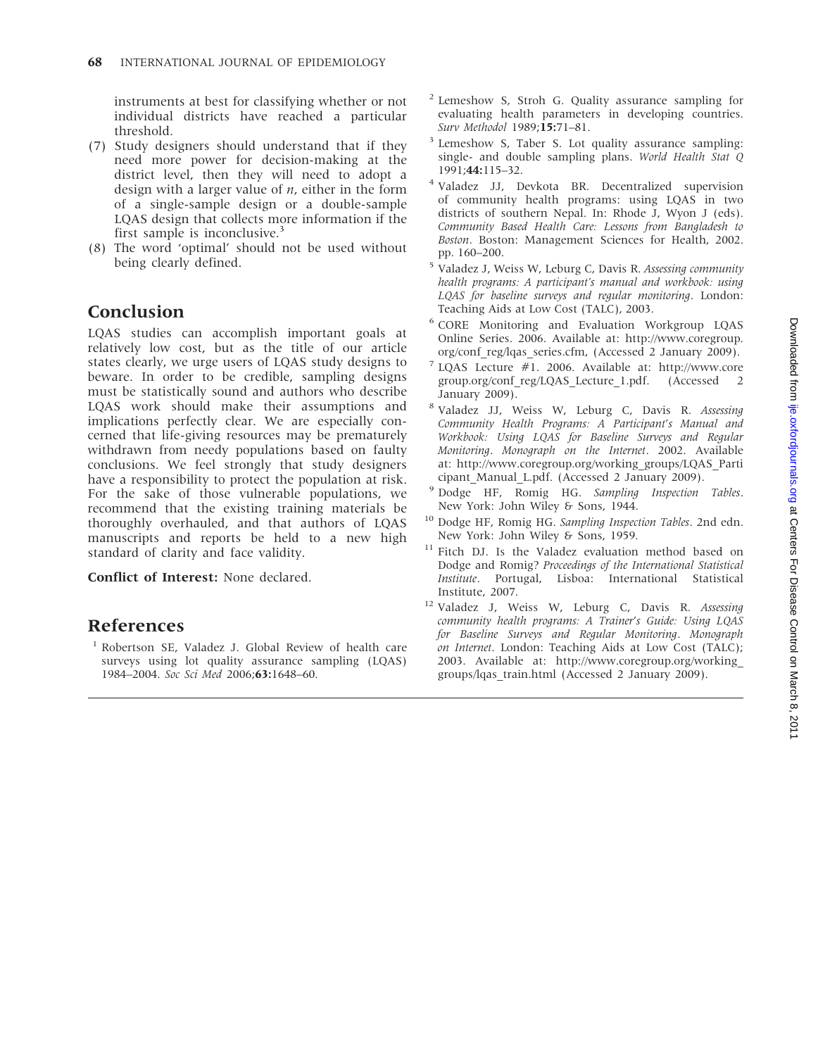instruments at best for classifying whether or not individual districts have reached a particular threshold.

(7) Study designers should understand that if they need more power for decision-making at the district level, then they will need to adopt a design with a larger value of $n$, either in the form of a single-sample design or a double-sample LQAS design that collects more information if the first sample is inconclusive.[3]

(8) The word 'optimal' should not be used without being clearly defined.

## Conclusion

LQAS studies can accomplish important goals at relatively low cost, but as the title of our article states clearly, we urge users of LQAS study designs to beware. In order to be credible, sampling designs must be statistically sound and authors who describe LQAS work should make their assumptions and implications perfectly clear. We are especially concerned that life-giving resources may be prematurely withdrawn from needy populations based on faulty conclusions. We feel strongly that study designers have a responsibility to protect the population at risk. For the sake of those vulnerable populations, we recommend that the existing training materials be thoroughly overhauled, and that authors of LQAS manuscripts and reports be held to a new high standard of clarity and face validity.

**Conflict of Interest:** None declared.

## References

[1] Robertson SE, Valadez J. Global Review of health care surveys using lot quality assurance sampling (LQAS) 1984–2004. *Soc Sci Med* 2006;**63:**1648–60.

[2] Lemeshow S, Stroh G. Quality assurance sampling for evaluating health parameters in developing countries. *Surv Methodol* 1989;**15:**71–81.

[3] Lemeshow S, Taber S. Lot quality assurance sampling: single- and double sampling plans. *World Health Stat Q* 1991;**44:**115–32.

[4] Valadez JJ, Devkota BR. Decentralized supervision of community health programs: using LQAS in two districts of southern Nepal. In: Rhode J, Wyon J (eds). *Community Based Health Care: Lessons from Bangladesh to Boston*. Boston: Management Sciences for Health, 2002. pp. 160–200.

[5] Valadez J, Weiss W, Leburg C, Davis R. *Assessing community health programs: A participant's manual and workbook: using LQAS for baseline surveys and regular monitoring*. London: Teaching Aids at Low Cost (TALC), 2003.

[6] CORE Monitoring and Evaluation Workgroup LQAS Online Series. 2006. Available at: http://www.coregroup.org/conf_reg/lqas_series.cfm, (Accessed 2 January 2009).

[7] LQAS Lecture #1. 2006. Available at: http://www.coregroup.org/conf_reg/LQAS_Lecture_1.pdf. (Accessed 2 January 2009).

[8] Valadez JJ, Weiss W, Leburg C, Davis R. *Assessing Community Health Programs: A Participant's Manual and Workbook: Using LQAS for Baseline Surveys and Regular Monitoring*. *Monograph on the Internet*. 2002. Available at: http://www.coregroup.org/working_groups/LQAS_Participant_Manual_L.pdf. (Accessed 2 January 2009).

[9] Dodge HF, Romig HG. *Sampling Inspection Tables*. New York: John Wiley & Sons, 1944.

[10] Dodge HF, Romig HG. *Sampling Inspection Tables*. 2nd edn. New York: John Wiley & Sons, 1959.

[11] Fitch DJ. Is the Valadez evaluation method based on Dodge and Romig? *Proceedings of the International Statistical Institute*. Portugal, Lisboa: International Statistical Institute, 2007.

[12] Valadez J, Weiss W, Leburg C, Davis R. *Assessing community health programs: A Trainer's Guide: Using LQAS for Baseline Surveys and Regular Monitoring*. *Monograph on Internet*. London: Teaching Aids at Low Cost (TALC); 2003. Available at: http://www.coregroup.org/working_groups/lqas_train.html (Accessed 2 January 2009).